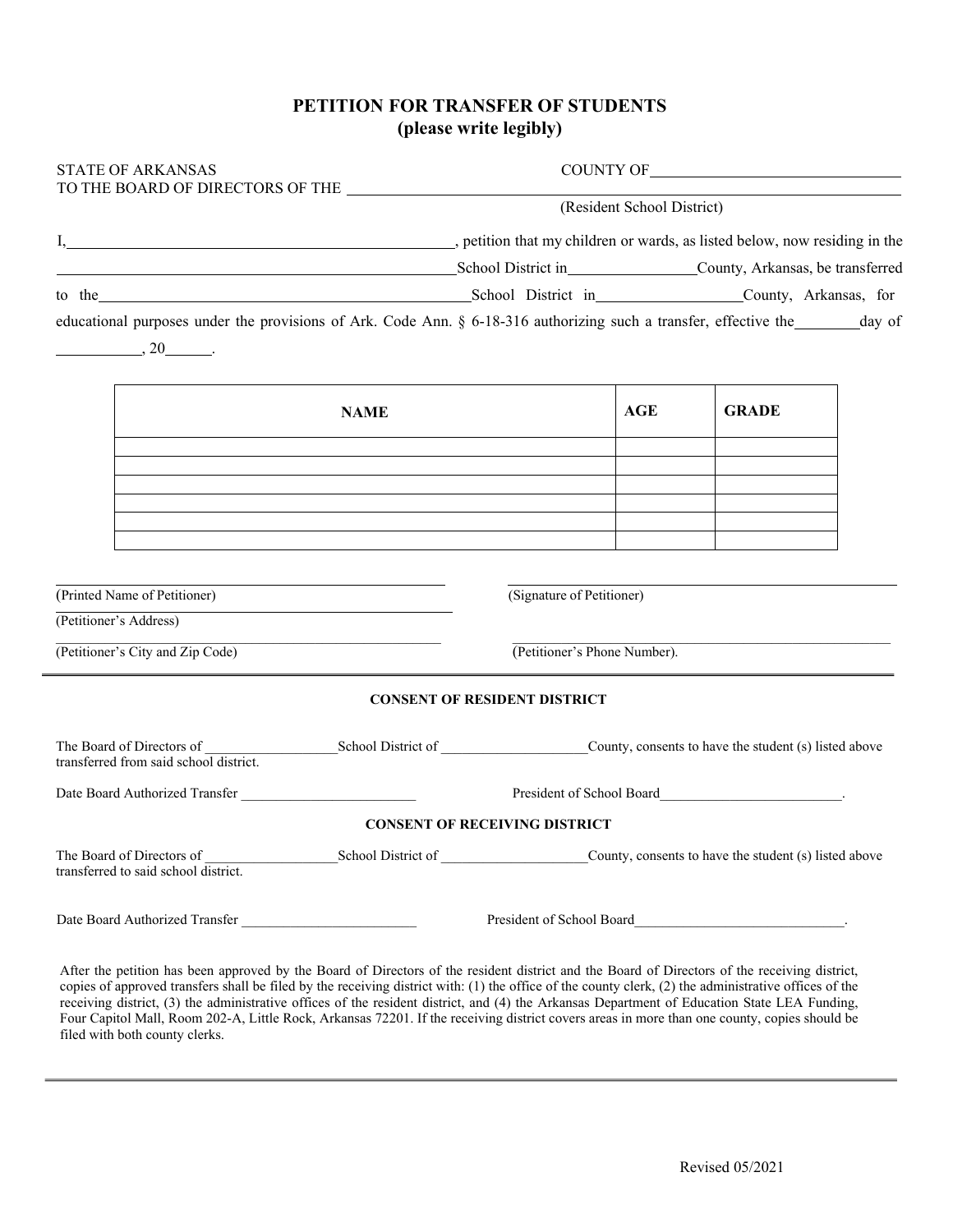# PETITION FOR TRANSFER OF STUDENTS
## (please write legibly)

STATE OF ARKANSAS COUNTY OF ______________________________

TO THE BOARD OF DIRECTORS OF THE ______________________________________________________

(Resident School District)

I, ______________________________________________, petition that my children or wards, as listed below, now residing in the ______________________________________________ School District in ________________ County, Arkansas, be transferred to the ______________________________________________ School District in __________________ County, Arkansas, for educational purposes under the provisions of Ark. Code Ann. § 6-18-316 authorizing such a transfer, effective the ________ day of ___________, 20______.

| NAME | AGE | GRADE |
|---|---|---|
| | | |
| | | |
| | | |
| | | |
| | | |
| | | |

______________________________________________ (Printed Name of Petitioner)

______________________________________________ (Signature of Petitioner)

______________________________________________ (Petitioner's Address)

______________________________________________ (Petitioner's City and Zip Code)

______________________________________________ (Petitioner's Phone Number).

---

**CONSENT OF RESIDENT DISTRICT**

The Board of Directors of __________________School District of ____________________County, consents to have the student (s) listed above transferred from said school district.

Date Board Authorized Transfer ________________________ President of School Board_________________________.

**CONSENT OF RECEIVING DISTRICT**

The Board of Directors of __________________School District of ____________________County, consents to have the student (s) listed above transferred to said school district.

Date Board Authorized Transfer ________________________ President of School Board_____________________________.

After the petition has been approved by the Board of Directors of the resident district and the Board of Directors of the receiving district, copies of approved transfers shall be filed by the receiving district with: (1) the office of the county clerk, (2) the administrative offices of the receiving district, (3) the administrative offices of the resident district, and (4) the Arkansas Department of Education State LEA Funding, Four Capitol Mall, Room 202-A, Little Rock, Arkansas 72201. If the receiving district covers areas in more than one county, copies should be filed with both county clerks.

Revised 05/2021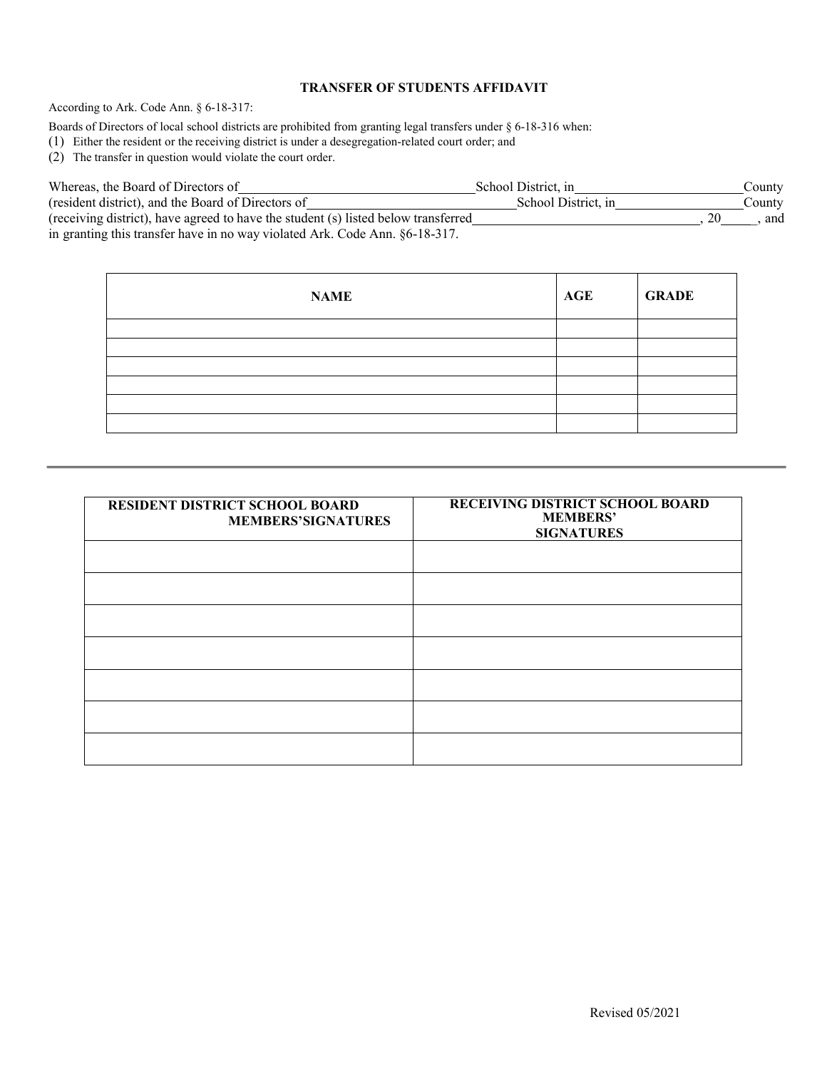## TRANSFER OF STUDENTS AFFIDAVIT

According to Ark. Code Ann. § 6-18-317:

Boards of Directors of local school districts are prohibited from granting legal transfers under § 6-18-316 when:

(1) Either the resident or the receiving district is under a desegregation-related court order; and

(2) The transfer in question would violate the court order.

Whereas, the Board of Directors of\_\_\_\_\_\_\_\_\_\_\_\_\_\_\_\_\_\_\_\_\_\_\_\_\_\_\_\_\_\_\_\_\_\_\_School District, in\_\_\_\_\_\_\_\_\_\_\_\_\_\_\_\_\_\_\_\_\_\_\_\_\_County (resident district), and the Board of Directors of\_\_\_\_\_\_\_\_\_\_\_\_\_\_\_\_\_\_\_\_\_\_\_\_\_\_\_\_\_\_\_School District, in\_\_\_\_\_\_\_\_\_\_\_\_\_\_\_\_\_\_\_County (receiving district), have agreed to have the student (s) listed below transferred\_\_\_\_\_\_\_\_\_\_\_\_\_\_\_\_\_\_\_\_\_\_\_\_\_\_\_\_\_\_\_\_\_\_, 20\_\_\_\_\_, and in granting this transfer have in no way violated Ark. Code Ann. §6-18-317.

| NAME | AGE | GRADE |
|---|---|---|
| | | |
| | | |
| | | |
| | | |
| | | |
| | | |

---

| RESIDENT DISTRICT SCHOOL BOARD MEMBERS'SIGNATURES | RECEIVING DISTRICT SCHOOL BOARD MEMBERS' SIGNATURES |
|---|---|
| | |
| | |
| | |
| | |
| | |
| | |
| | |

Revised 05/2021